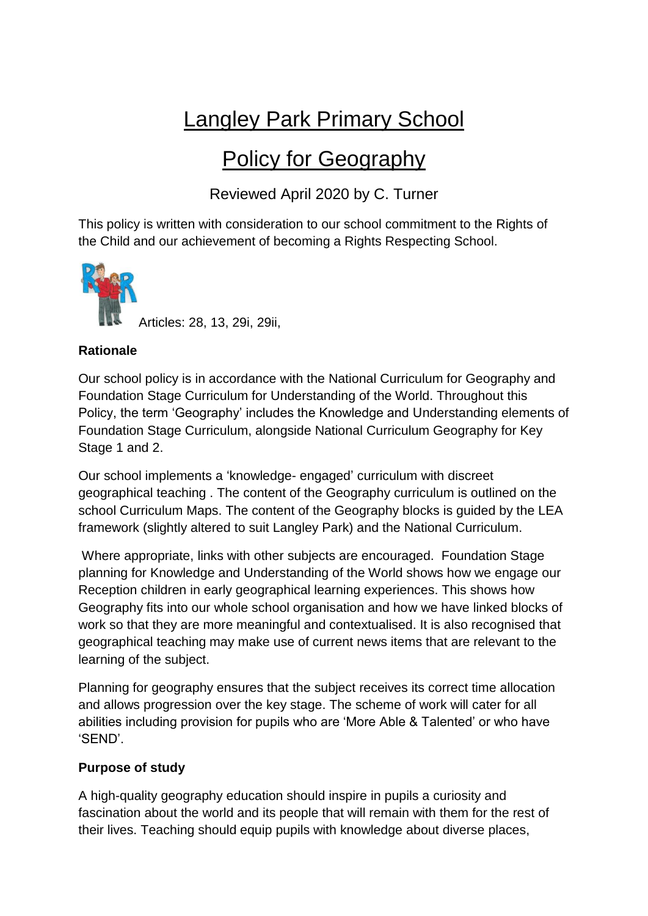# Langley Park Primary School

# Policy for Geography

Reviewed April 2020 by C. Turner

This policy is written with consideration to our school commitment to the Rights of the Child and our achievement of becoming a Rights Respecting School.

Articles: 28, 13, 29i, 29ii,

**Rationale**

Our school policy is in accordance with the National Curriculum for Geography and Foundation Stage Curriculum for Understanding of the World. Throughout this Policy, the term 'Geography' includes the Knowledge and Understanding elements of Foundation Stage Curriculum, alongside National Curriculum Geography for Key Stage 1 and 2.

Our school implements a 'knowledge- engaged' curriculum with discreet geographical teaching . The content of the Geography curriculum is outlined on the school Curriculum Maps. The content of the Geography blocks is guided by the LEA framework (slightly altered to suit Langley Park) and the National Curriculum.

Where appropriate, links with other subjects are encouraged. Foundation Stage planning for Knowledge and Understanding of the World shows how we engage our Reception children in early geographical learning experiences. This shows how Geography fits into our whole school organisation and how we have linked blocks of work so that they are more meaningful and contextualised. It is also recognised that geographical teaching may make use of current news items that are relevant to the learning of the subject.

Planning for geography ensures that the subject receives its correct time allocation and allows progression over the key stage. The scheme of work will cater for all abilities including provision for pupils who are 'More Able & Talented' or who have 'SEND'.

**Purpose of study**

A high-quality geography education should inspire in pupils a curiosity and fascination about the world and its people that will remain with them for the rest of their lives. Teaching should equip pupils with knowledge about diverse places,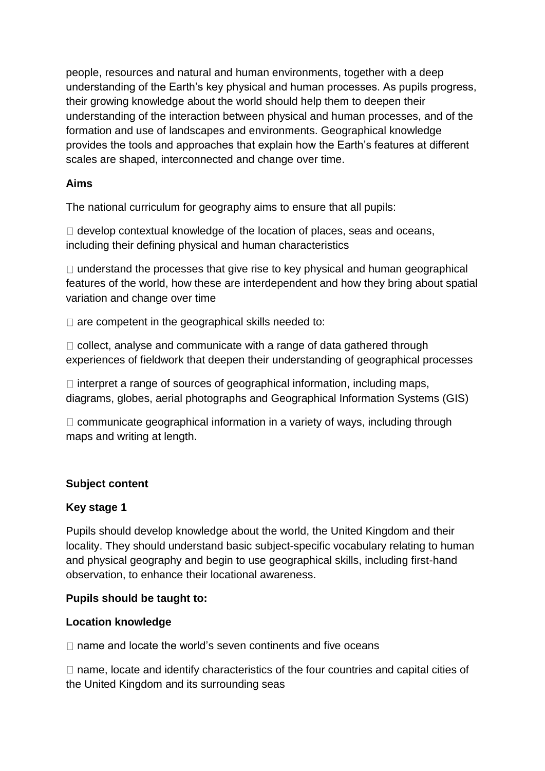people, resources and natural and human environments, together with a deep understanding of the Earth's key physical and human processes. As pupils progress, their growing knowledge about the world should help them to deepen their understanding of the interaction between physical and human processes, and of the formation and use of landscapes and environments. Geographical knowledge provides the tools and approaches that explain how the Earth's features at different scales are shaped, interconnected and change over time.

**Aims**

The national curriculum for geography aims to ensure that all pupils:

- develop contextual knowledge of the location of places, seas and oceans, including their defining physical and human characteristics
- understand the processes that give rise to key physical and human geographical features of the world, how these are interdependent and how they bring about spatial variation and change over time
- are competent in the geographical skills needed to:
- collect, analyse and communicate with a range of data gathered through experiences of fieldwork that deepen their understanding of geographical processes
- interpret a range of sources of geographical information, including maps, diagrams, globes, aerial photographs and Geographical Information Systems (GIS)
- communicate geographical information in a variety of ways, including through maps and writing at length.

**Subject content**

**Key stage 1**

Pupils should develop knowledge about the world, the United Kingdom and their locality. They should understand basic subject-specific vocabulary relating to human and physical geography and begin to use geographical skills, including first-hand observation, to enhance their locational awareness.

**Pupils should be taught to:**

**Location knowledge**

- name and locate the world's seven continents and five oceans
- name, locate and identify characteristics of the four countries and capital cities of the United Kingdom and its surrounding seas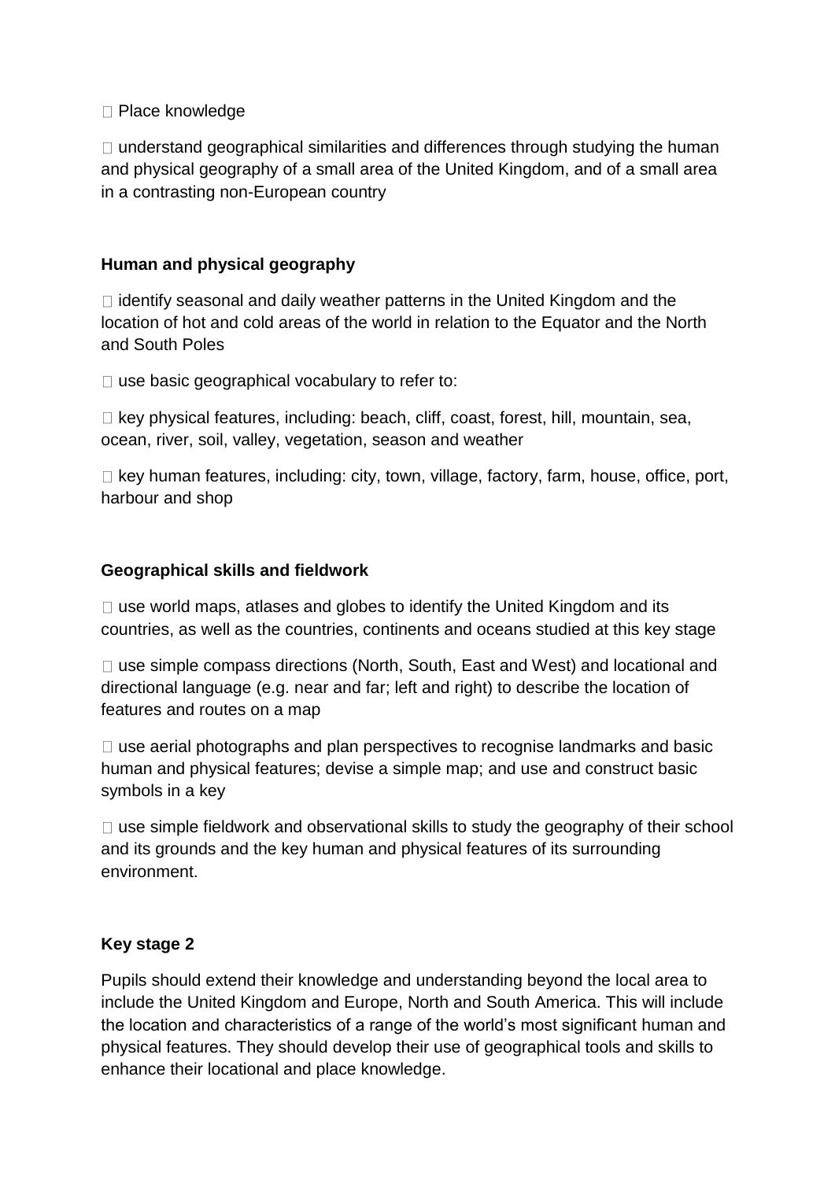- Place knowledge
  - understand geographical similarities and differences through studying the human and physical geography of a small area of the United Kingdom, and of a small area in a contrasting non-European country

**Human and physical geography**

- identify seasonal and daily weather patterns in the United Kingdom and the location of hot and cold areas of the world in relation to the Equator and the North and South Poles
- use basic geographical vocabulary to refer to:
  - key physical features, including: beach, cliff, coast, forest, hill, mountain, sea, ocean, river, soil, valley, vegetation, season and weather
  - key human features, including: city, town, village, factory, farm, house, office, port, harbour and shop

**Geographical skills and fieldwork**

- use world maps, atlases and globes to identify the United Kingdom and its countries, as well as the countries, continents and oceans studied at this key stage
- use simple compass directions (North, South, East and West) and locational and directional language (e.g. near and far; left and right) to describe the location of features and routes on a map
- use aerial photographs and plan perspectives to recognise landmarks and basic human and physical features; devise a simple map; and use and construct basic symbols in a key
- use simple fieldwork and observational skills to study the geography of their school and its grounds and the key human and physical features of its surrounding environment.

**Key stage 2**

Pupils should extend their knowledge and understanding beyond the local area to include the United Kingdom and Europe, North and South America. This will include the location and characteristics of a range of the world's most significant human and physical features. They should develop their use of geographical tools and skills to enhance their locational and place knowledge.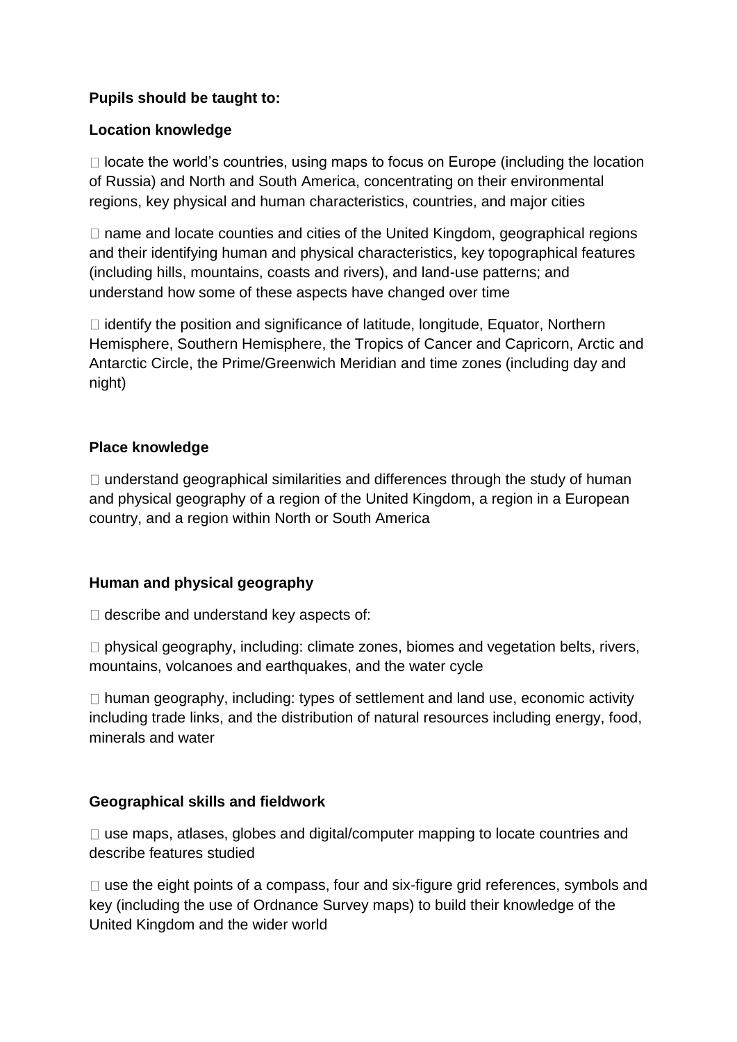**Pupils should be taught to:**

**Location knowledge**

- locate the world's countries, using maps to focus on Europe (including the location of Russia) and North and South America, concentrating on their environmental regions, key physical and human characteristics, countries, and major cities
- name and locate counties and cities of the United Kingdom, geographical regions and their identifying human and physical characteristics, key topographical features (including hills, mountains, coasts and rivers), and land-use patterns; and understand how some of these aspects have changed over time
- identify the position and significance of latitude, longitude, Equator, Northern Hemisphere, Southern Hemisphere, the Tropics of Cancer and Capricorn, Arctic and Antarctic Circle, the Prime/Greenwich Meridian and time zones (including day and night)

**Place knowledge**

- understand geographical similarities and differences through the study of human and physical geography of a region of the United Kingdom, a region in a European country, and a region within North or South America

**Human and physical geography**

- describe and understand key aspects of:
- physical geography, including: climate zones, biomes and vegetation belts, rivers, mountains, volcanoes and earthquakes, and the water cycle
- human geography, including: types of settlement and land use, economic activity including trade links, and the distribution of natural resources including energy, food, minerals and water

**Geographical skills and fieldwork**

- use maps, atlases, globes and digital/computer mapping to locate countries and describe features studied
- use the eight points of a compass, four and six-figure grid references, symbols and key (including the use of Ordnance Survey maps) to build their knowledge of the United Kingdom and the wider world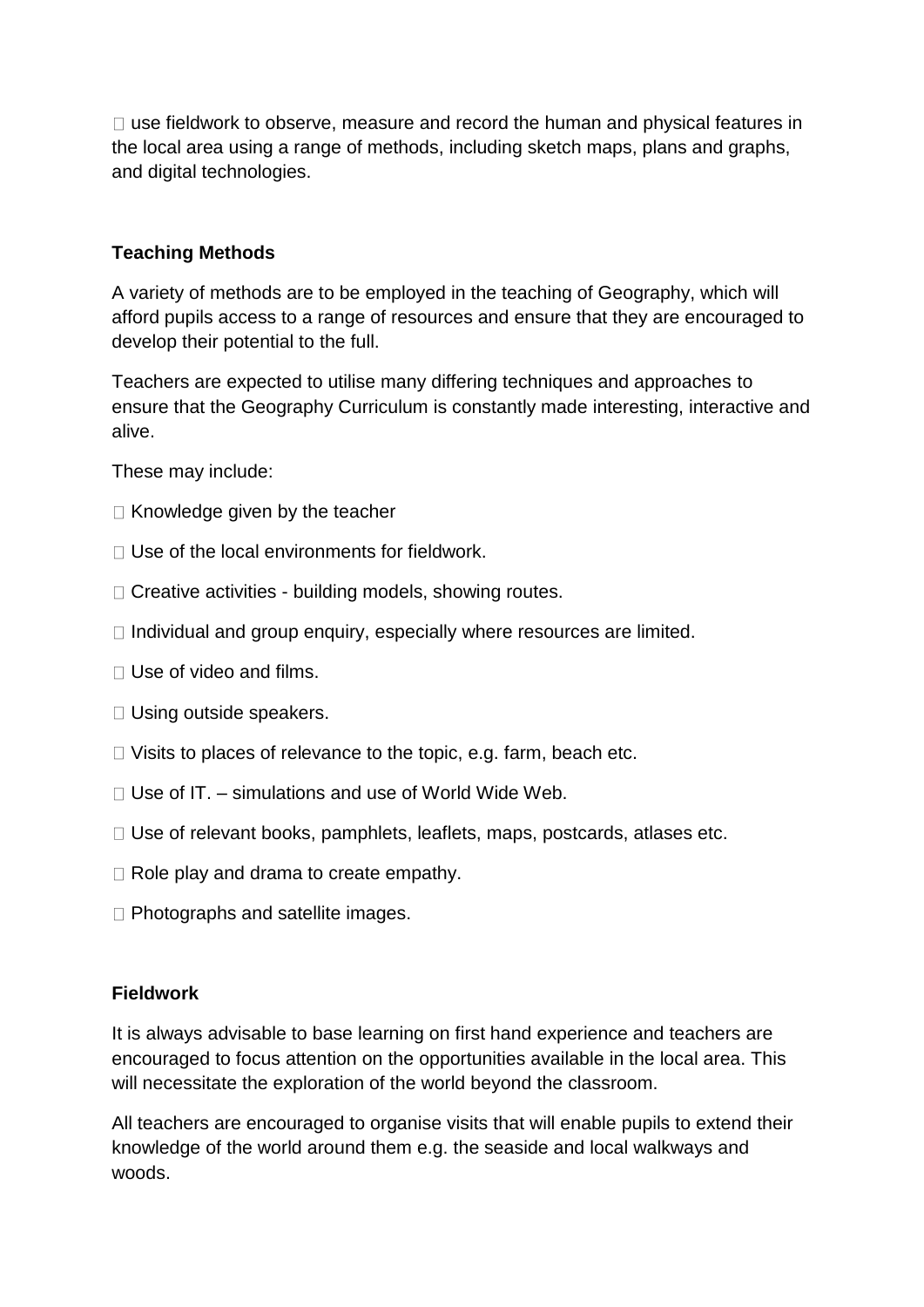- use fieldwork to observe, measure and record the human and physical features in the local area using a range of methods, including sketch maps, plans and graphs, and digital technologies.

**Teaching Methods**

A variety of methods are to be employed in the teaching of Geography, which will afford pupils access to a range of resources and ensure that they are encouraged to develop their potential to the full.

Teachers are expected to utilise many differing techniques and approaches to ensure that the Geography Curriculum is constantly made interesting, interactive and alive.

These may include:

- Knowledge given by the teacher
- Use of the local environments for fieldwork.
- Creative activities - building models, showing routes.
- Individual and group enquiry, especially where resources are limited.
- Use of video and films.
- Using outside speakers.
- Visits to places of relevance to the topic, e.g. farm, beach etc.
- Use of IT. – simulations and use of World Wide Web.
- Use of relevant books, pamphlets, leaflets, maps, postcards, atlases etc.
- Role play and drama to create empathy.
- Photographs and satellite images.

**Fieldwork**

It is always advisable to base learning on first hand experience and teachers are encouraged to focus attention on the opportunities available in the local area. This will necessitate the exploration of the world beyond the classroom.

All teachers are encouraged to organise visits that will enable pupils to extend their knowledge of the world around them e.g. the seaside and local walkways and woods.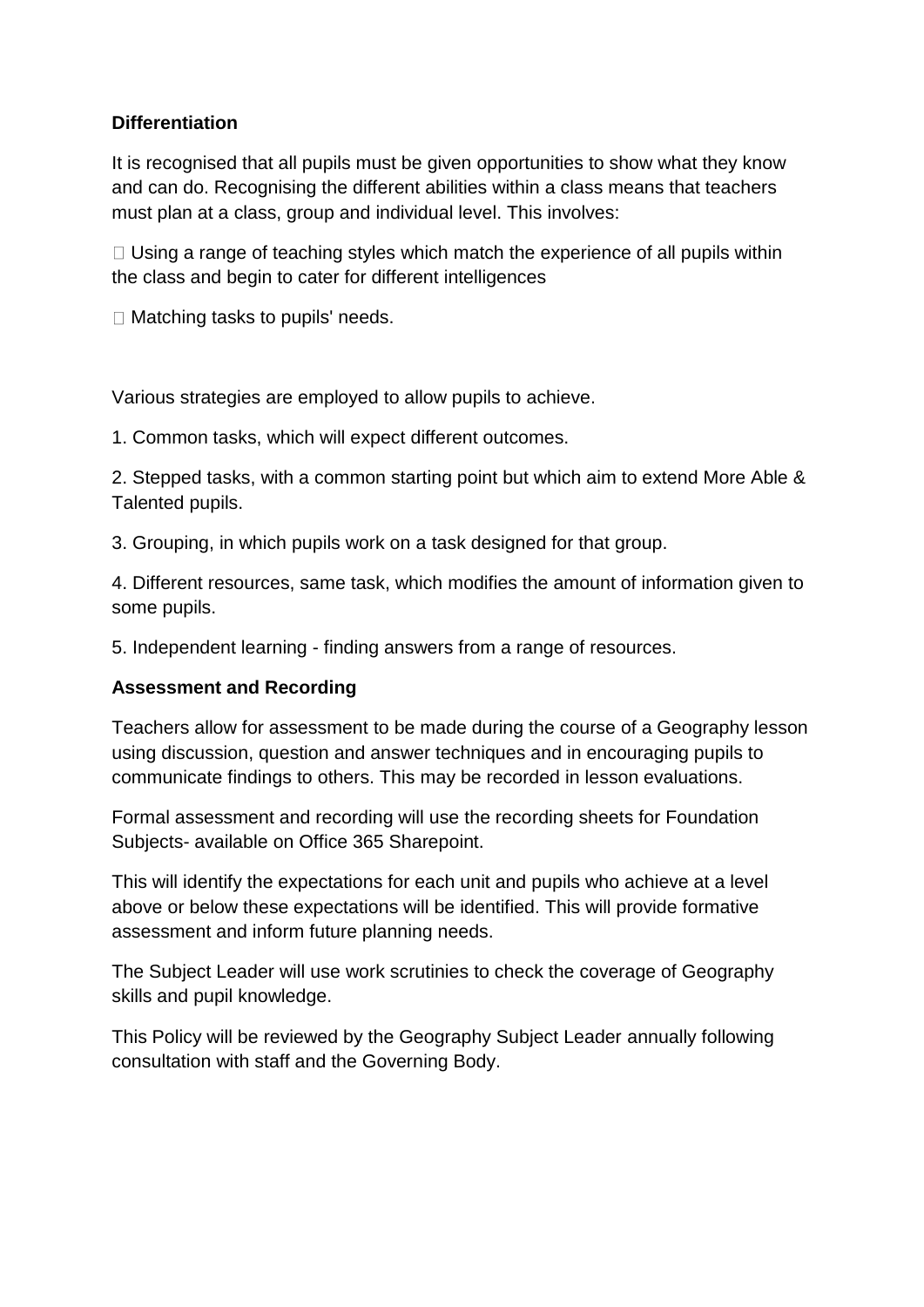**Differentiation**

It is recognised that all pupils must be given opportunities to show what they know and can do. Recognising the different abilities within a class means that teachers must plan at a class, group and individual level. This involves:

- Using a range of teaching styles which match the experience of all pupils within the class and begin to cater for different intelligences
- Matching tasks to pupils' needs.

Various strategies are employed to allow pupils to achieve.

1. Common tasks, which will expect different outcomes.
2. Stepped tasks, with a common starting point but which aim to extend More Able & Talented pupils.
3. Grouping, in which pupils work on a task designed for that group.
4. Different resources, same task, which modifies the amount of information given to some pupils.
5. Independent learning - finding answers from a range of resources.

**Assessment and Recording**

Teachers allow for assessment to be made during the course of a Geography lesson using discussion, question and answer techniques and in encouraging pupils to communicate findings to others. This may be recorded in lesson evaluations.

Formal assessment and recording will use the recording sheets for Foundation Subjects- available on Office 365 Sharepoint.

This will identify the expectations for each unit and pupils who achieve at a level above or below these expectations will be identified. This will provide formative assessment and inform future planning needs.

The Subject Leader will use work scrutinies to check the coverage of Geography skills and pupil knowledge.

This Policy will be reviewed by the Geography Subject Leader annually following consultation with staff and the Governing Body.